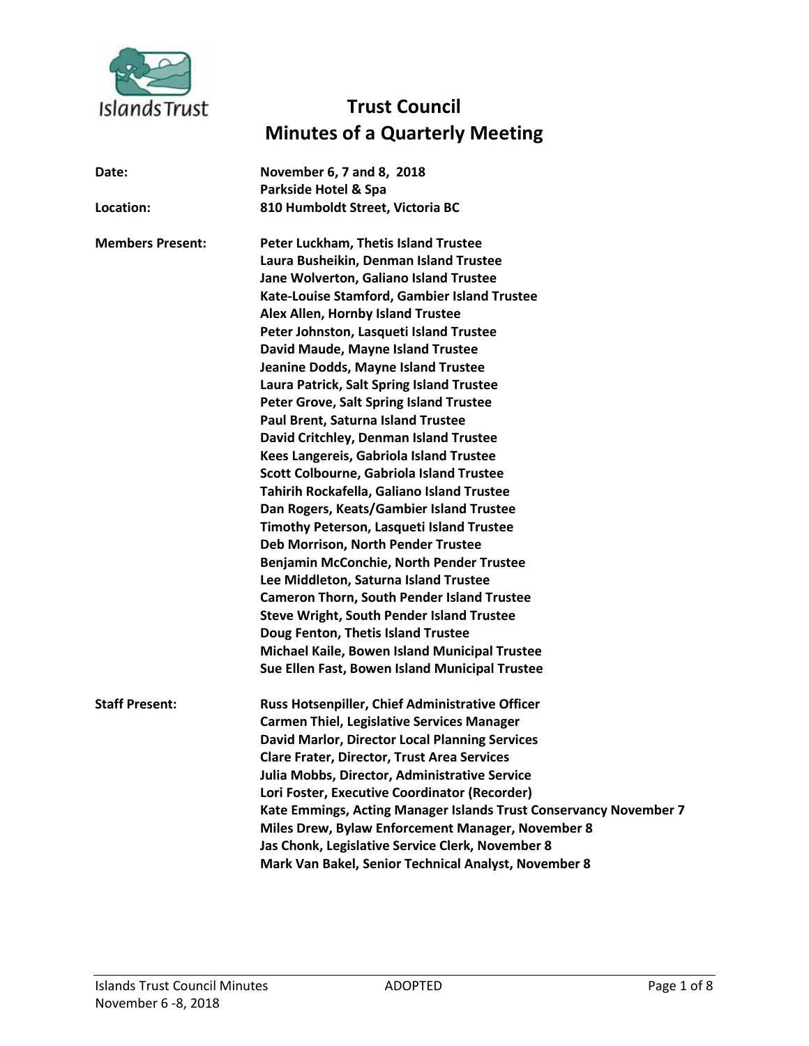# Trust Council
# Minutes of a Quarterly Meeting

**Date:** November 6, 7 and 8, 2018
Parkside Hotel & Spa

**Location:** 810 Humboldt Street, Victoria BC

**Members Present:**
Peter Luckham, Thetis Island Trustee
Laura Busheikin, Denman Island Trustee
Jane Wolverton, Galiano Island Trustee
Kate-Louise Stamford, Gambier Island Trustee
Alex Allen, Hornby Island Trustee
Peter Johnston, Lasqueti Island Trustee
David Maude, Mayne Island Trustee
Jeanine Dodds, Mayne Island Trustee
Laura Patrick, Salt Spring Island Trustee
Peter Grove, Salt Spring Island Trustee
Paul Brent, Saturna Island Trustee
David Critchley, Denman Island Trustee
Kees Langereis, Gabriola Island Trustee
Scott Colbourne, Gabriola Island Trustee
Tahirih Rockafella, Galiano Island Trustee
Dan Rogers, Keats/Gambier Island Trustee
Timothy Peterson, Lasqueti Island Trustee
Deb Morrison, North Pender Trustee
Benjamin McConchie, North Pender Trustee
Lee Middleton, Saturna Island Trustee
Cameron Thorn, South Pender Island Trustee
Steve Wright, South Pender Island Trustee
Doug Fenton, Thetis Island Trustee
Michael Kaile, Bowen Island Municipal Trustee
Sue Ellen Fast, Bowen Island Municipal Trustee

**Staff Present:**
Russ Hotsenpiller, Chief Administrative Officer
Carmen Thiel, Legislative Services Manager
David Marlor, Director Local Planning Services
Clare Frater, Director, Trust Area Services
Julia Mobbs, Director, Administrative Service
Lori Foster, Executive Coordinator (Recorder)
Kate Emmings, Acting Manager Islands Trust Conservancy November 7
Miles Drew, Bylaw Enforcement Manager, November 8
Jas Chonk, Legislative Service Clerk, November 8
Mark Van Bakel, Senior Technical Analyst, November 8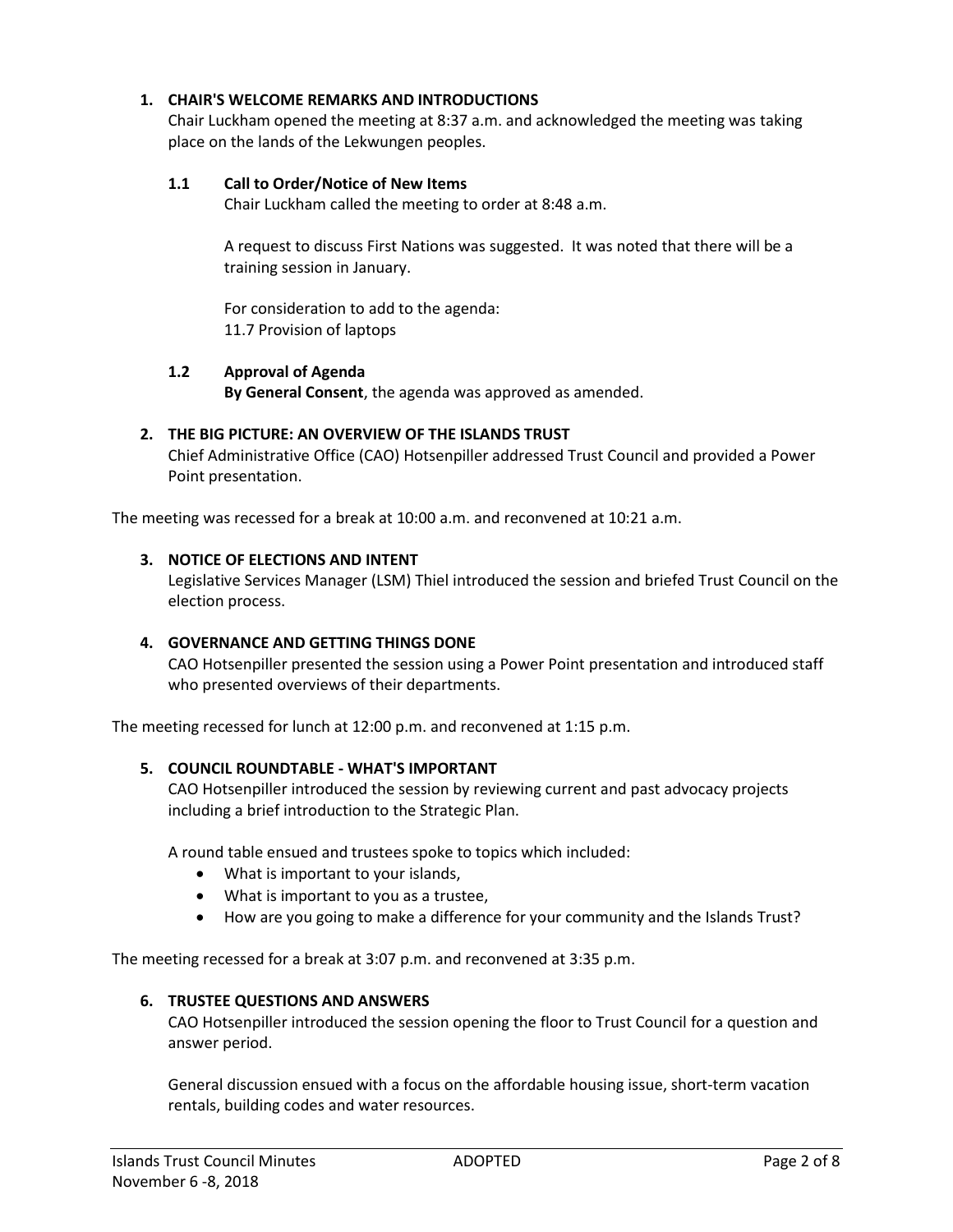## 1. CHAIR'S WELCOME REMARKS AND INTRODUCTIONS

Chair Luckham opened the meeting at 8:37 a.m. and acknowledged the meeting was taking place on the lands of the Lekwungen peoples.

### 1.1 Call to Order/Notice of New Items

Chair Luckham called the meeting to order at 8:48 a.m.

A request to discuss First Nations was suggested. It was noted that there will be a training session in January.

For consideration to add to the agenda:
11.7 Provision of laptops

### 1.2 Approval of Agenda

**By General Consent**, the agenda was approved as amended.

## 2. THE BIG PICTURE: AN OVERVIEW OF THE ISLANDS TRUST

Chief Administrative Office (CAO) Hotsenpiller addressed Trust Council and provided a Power Point presentation.

The meeting was recessed for a break at 10:00 a.m. and reconvened at 10:21 a.m.

## 3. NOTICE OF ELECTIONS AND INTENT

Legislative Services Manager (LSM) Thiel introduced the session and briefed Trust Council on the election process.

## 4. GOVERNANCE AND GETTING THINGS DONE

CAO Hotsenpiller presented the session using a Power Point presentation and introduced staff who presented overviews of their departments.

The meeting recessed for lunch at 12:00 p.m. and reconvened at 1:15 p.m.

## 5. COUNCIL ROUNDTABLE - WHAT'S IMPORTANT

CAO Hotsenpiller introduced the session by reviewing current and past advocacy projects including a brief introduction to the Strategic Plan.

A round table ensued and trustees spoke to topics which included:

- What is important to your islands,
- What is important to you as a trustee,
- How are you going to make a difference for your community and the Islands Trust?

The meeting recessed for a break at 3:07 p.m. and reconvened at 3:35 p.m.

## 6. TRUSTEE QUESTIONS AND ANSWERS

CAO Hotsenpiller introduced the session opening the floor to Trust Council for a question and answer period.

General discussion ensued with a focus on the affordable housing issue, short-term vacation rentals, building codes and water resources.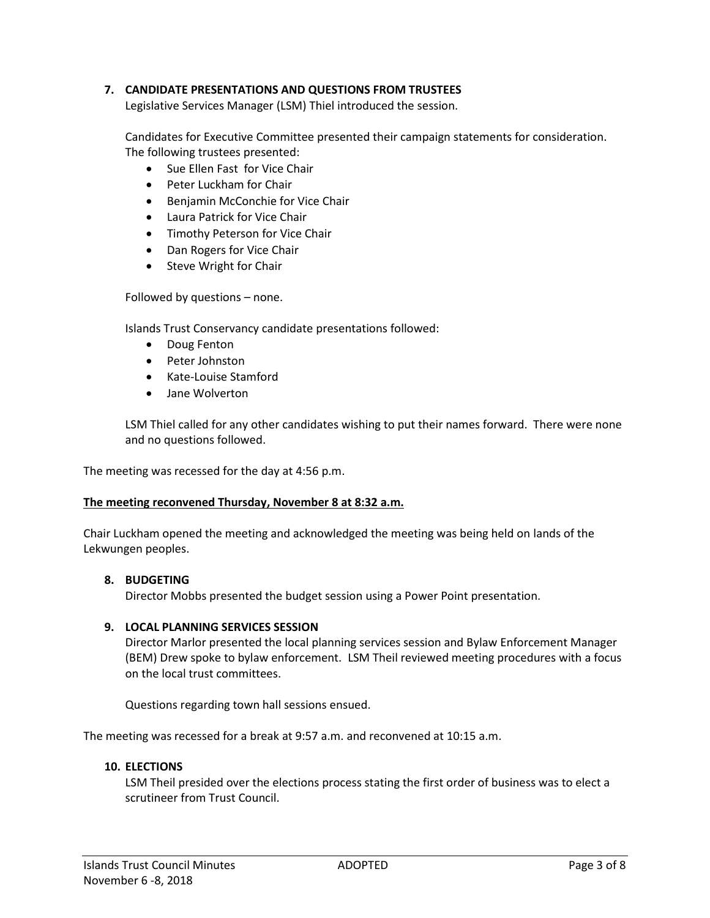## 7. CANDIDATE PRESENTATIONS AND QUESTIONS FROM TRUSTEES

Legislative Services Manager (LSM) Thiel introduced the session.

Candidates for Executive Committee presented their campaign statements for consideration. The following trustees presented:

- Sue Ellen Fast for Vice Chair
- Peter Luckham for Chair
- Benjamin McConchie for Vice Chair
- Laura Patrick for Vice Chair
- Timothy Peterson for Vice Chair
- Dan Rogers for Vice Chair
- Steve Wright for Chair

Followed by questions – none.

Islands Trust Conservancy candidate presentations followed:

- Doug Fenton
- Peter Johnston
- Kate-Louise Stamford
- Jane Wolverton

LSM Thiel called for any other candidates wishing to put their names forward. There were none and no questions followed.

The meeting was recessed for the day at 4:56 p.m.

**The meeting reconvened Thursday, November 8 at 8:32 a.m.**

Chair Luckham opened the meeting and acknowledged the meeting was being held on lands of the Lekwungen peoples.

## 8. BUDGETING

Director Mobbs presented the budget session using a Power Point presentation.

## 9. LOCAL PLANNING SERVICES SESSION

Director Marlor presented the local planning services session and Bylaw Enforcement Manager (BEM) Drew spoke to bylaw enforcement. LSM Theil reviewed meeting procedures with a focus on the local trust committees.

Questions regarding town hall sessions ensued.

The meeting was recessed for a break at 9:57 a.m. and reconvened at 10:15 a.m.

## 10. ELECTIONS

LSM Theil presided over the elections process stating the first order of business was to elect a scrutineer from Trust Council.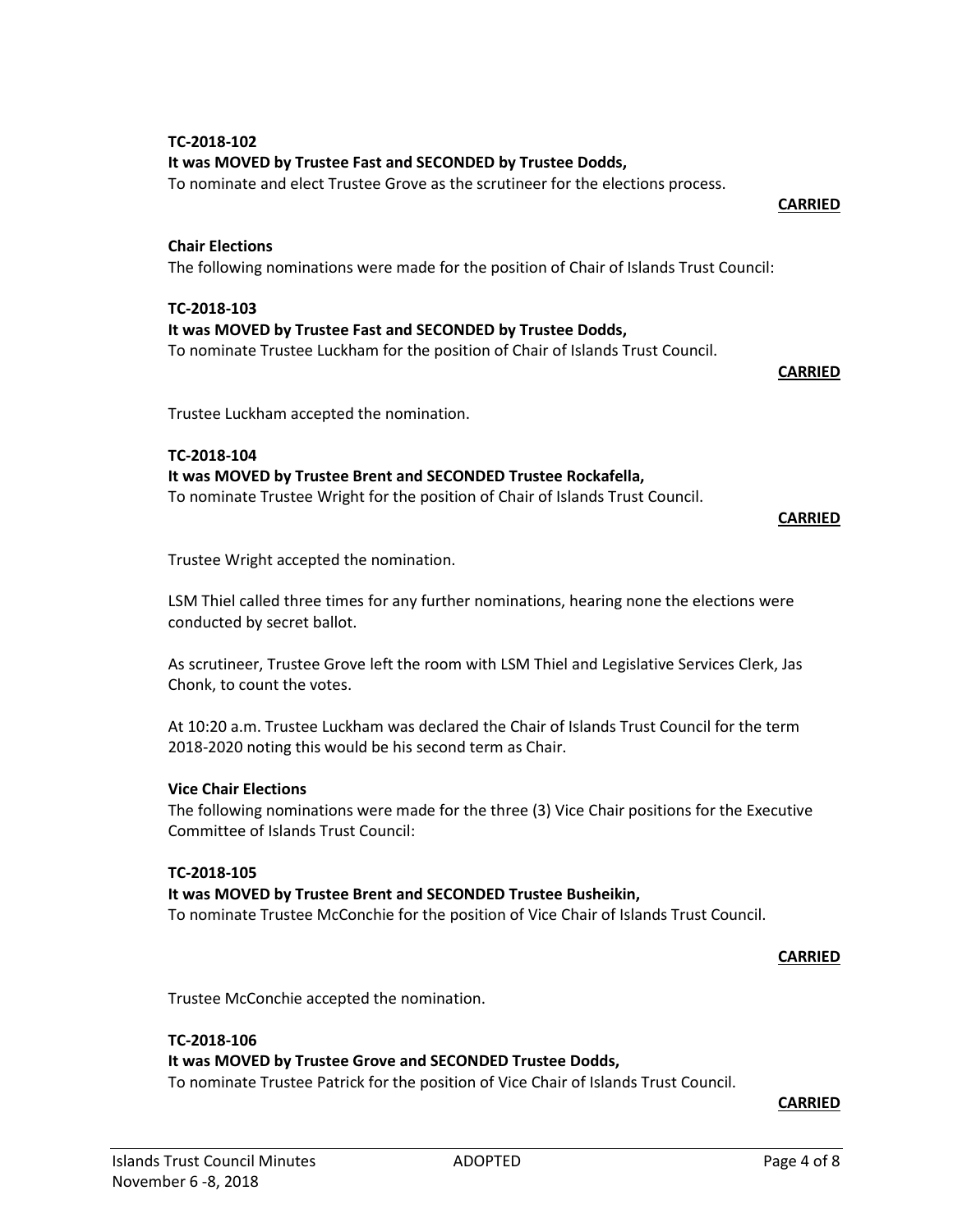**TC-2018-102**
**It was MOVED by Trustee Fast and SECONDED by Trustee Dodds,**
To nominate and elect Trustee Grove as the scrutineer for the elections process.

**CARRIED**

**Chair Elections**
The following nominations were made for the position of Chair of Islands Trust Council:

**TC-2018-103**
**It was MOVED by Trustee Fast and SECONDED by Trustee Dodds,**
To nominate Trustee Luckham for the position of Chair of Islands Trust Council.

**CARRIED**

Trustee Luckham accepted the nomination.

**TC-2018-104**
**It was MOVED by Trustee Brent and SECONDED Trustee Rockafella,**
To nominate Trustee Wright for the position of Chair of Islands Trust Council.

**CARRIED**

Trustee Wright accepted the nomination.

LSM Thiel called three times for any further nominations, hearing none the elections were conducted by secret ballot.

As scrutineer, Trustee Grove left the room with LSM Thiel and Legislative Services Clerk, Jas Chonk, to count the votes.

At 10:20 a.m. Trustee Luckham was declared the Chair of Islands Trust Council for the term 2018-2020 noting this would be his second term as Chair.

**Vice Chair Elections**
The following nominations were made for the three (3) Vice Chair positions for the Executive Committee of Islands Trust Council:

**TC-2018-105**
**It was MOVED by Trustee Brent and SECONDED Trustee Busheikin,**
To nominate Trustee McConchie for the position of Vice Chair of Islands Trust Council.

**CARRIED**

Trustee McConchie accepted the nomination.

**TC-2018-106**
**It was MOVED by Trustee Grove and SECONDED Trustee Dodds,**
To nominate Trustee Patrick for the position of Vice Chair of Islands Trust Council.

**CARRIED**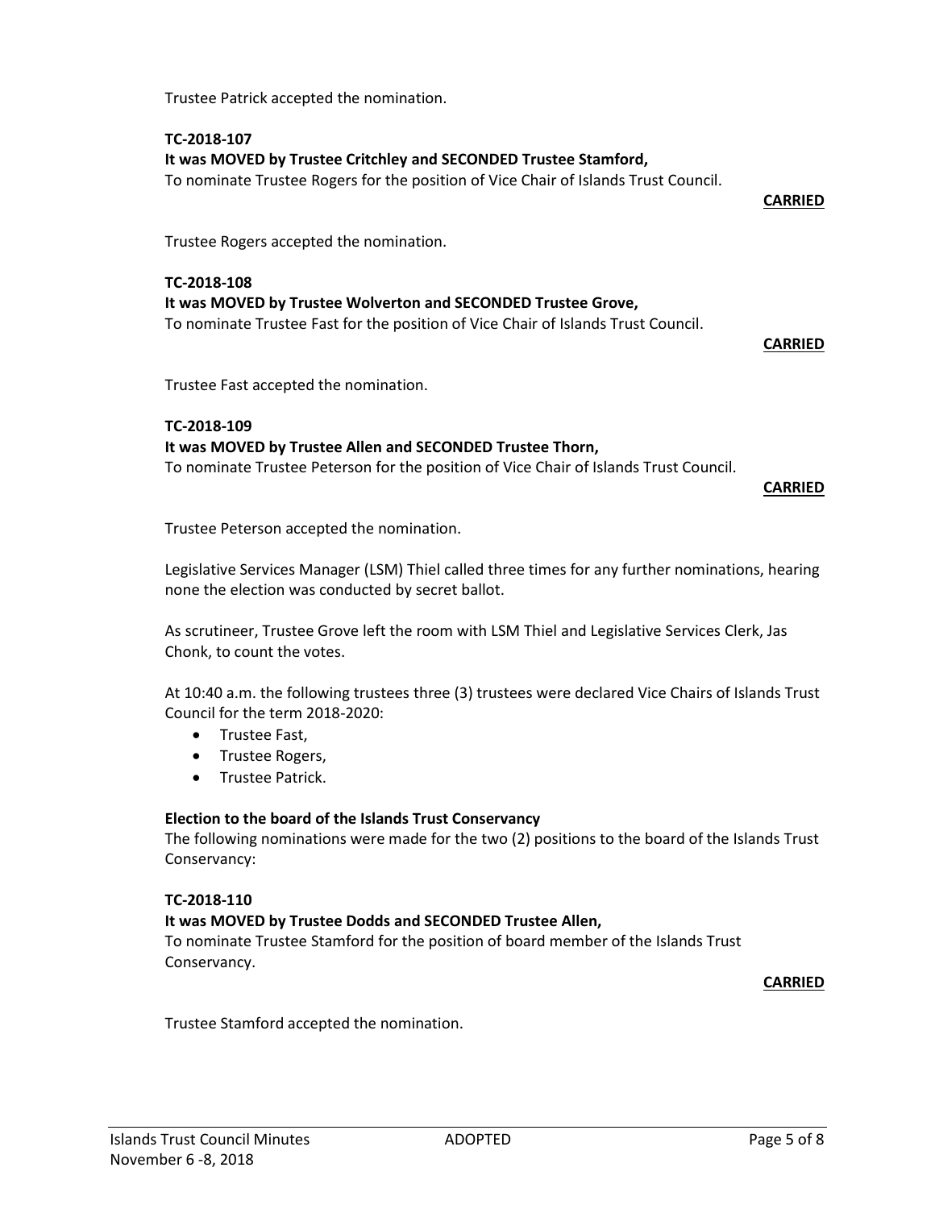Trustee Patrick accepted the nomination.

**TC-2018-107**
**It was MOVED by Trustee Critchley and SECONDED Trustee Stamford,**
To nominate Trustee Rogers for the position of Vice Chair of Islands Trust Council.

**CARRIED**

Trustee Rogers accepted the nomination.

**TC-2018-108**
**It was MOVED by Trustee Wolverton and SECONDED Trustee Grove,**
To nominate Trustee Fast for the position of Vice Chair of Islands Trust Council.

**CARRIED**

Trustee Fast accepted the nomination.

**TC-2018-109**
**It was MOVED by Trustee Allen and SECONDED Trustee Thorn,**
To nominate Trustee Peterson for the position of Vice Chair of Islands Trust Council.

**CARRIED**

Trustee Peterson accepted the nomination.

Legislative Services Manager (LSM) Thiel called three times for any further nominations, hearing none the election was conducted by secret ballot.

As scrutineer, Trustee Grove left the room with LSM Thiel and Legislative Services Clerk, Jas Chonk, to count the votes.

At 10:40 a.m. the following trustees three (3) trustees were declared Vice Chairs of Islands Trust Council for the term 2018-2020:

- Trustee Fast,
- Trustee Rogers,
- Trustee Patrick.

**Election to the board of the Islands Trust Conservancy**

The following nominations were made for the two (2) positions to the board of the Islands Trust Conservancy:

**TC-2018-110**
**It was MOVED by Trustee Dodds and SECONDED Trustee Allen,**
To nominate Trustee Stamford for the position of board member of the Islands Trust Conservancy.

**CARRIED**

Trustee Stamford accepted the nomination.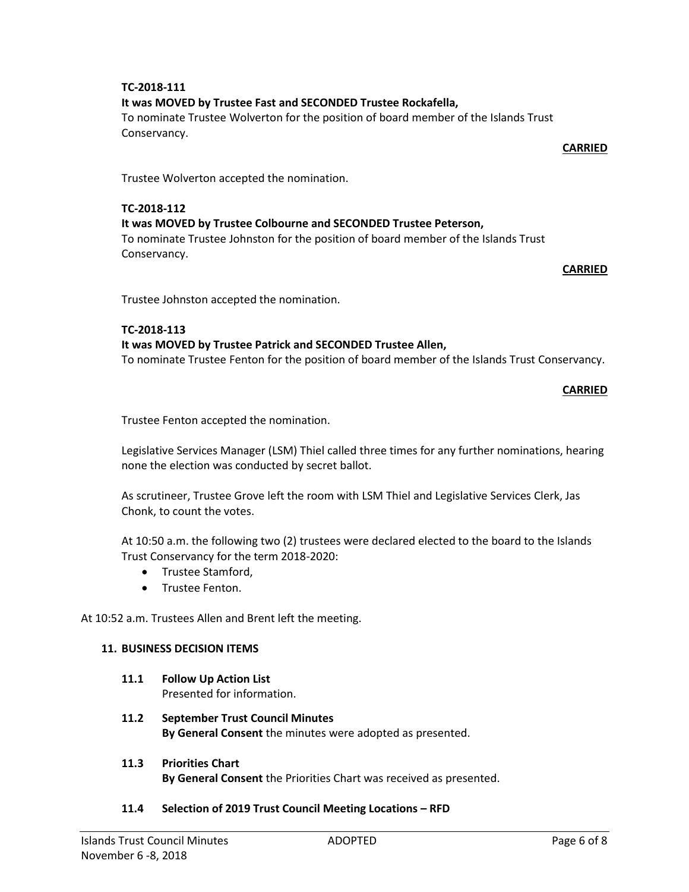**TC-2018-111**
**It was MOVED by Trustee Fast and SECONDED Trustee Rockafella,**
To nominate Trustee Wolverton for the position of board member of the Islands Trust Conservancy.

**CARRIED**

Trustee Wolverton accepted the nomination.

**TC-2018-112**
**It was MOVED by Trustee Colbourne and SECONDED Trustee Peterson,**
To nominate Trustee Johnston for the position of board member of the Islands Trust Conservancy.

**CARRIED**

Trustee Johnston accepted the nomination.

**TC-2018-113**
**It was MOVED by Trustee Patrick and SECONDED Trustee Allen,**
To nominate Trustee Fenton for the position of board member of the Islands Trust Conservancy.

**CARRIED**

Trustee Fenton accepted the nomination.

Legislative Services Manager (LSM) Thiel called three times for any further nominations, hearing none the election was conducted by secret ballot.

As scrutineer, Trustee Grove left the room with LSM Thiel and Legislative Services Clerk, Jas Chonk, to count the votes.

At 10:50 a.m. the following two (2) trustees were declared elected to the board to the Islands Trust Conservancy for the term 2018-2020:

- Trustee Stamford,
- Trustee Fenton.

At 10:52 a.m. Trustees Allen and Brent left the meeting.

## 11. BUSINESS DECISION ITEMS

**11.1 Follow Up Action List**
Presented for information.

**11.2 September Trust Council Minutes**
**By General Consent** the minutes were adopted as presented.

**11.3 Priorities Chart**
**By General Consent** the Priorities Chart was received as presented.

**11.4 Selection of 2019 Trust Council Meeting Locations – RFD**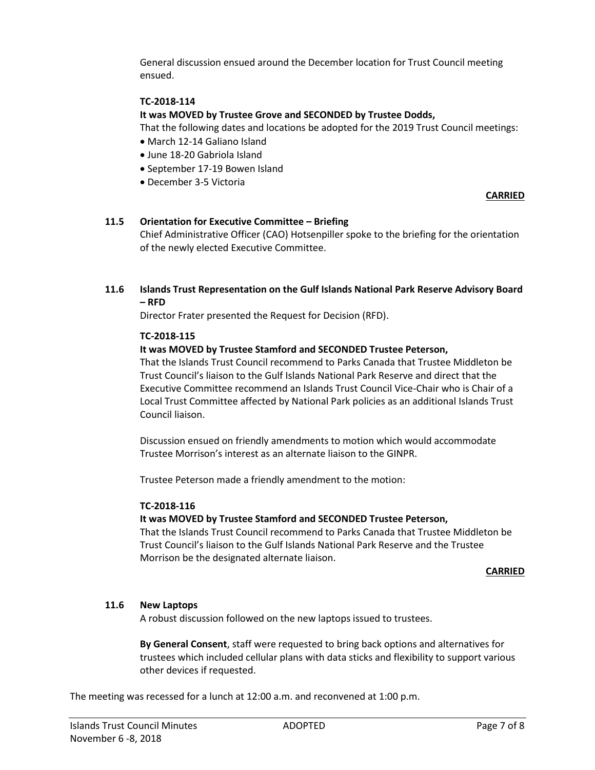General discussion ensued around the December location for Trust Council meeting ensued.

**TC-2018-114**

**It was MOVED by Trustee Grove and SECONDED by Trustee Dodds,**

That the following dates and locations be adopted for the 2019 Trust Council meetings:

- March 12-14 Galiano Island
- June 18-20 Gabriola Island
- September 17-19 Bowen Island
- December 3-5 Victoria

**CARRIED**

### 11.5 Orientation for Executive Committee – Briefing

Chief Administrative Officer (CAO) Hotsenpiller spoke to the briefing for the orientation of the newly elected Executive Committee.

### 11.6 Islands Trust Representation on the Gulf Islands National Park Reserve Advisory Board – RFD

Director Frater presented the Request for Decision (RFD).

**TC-2018-115**

**It was MOVED by Trustee Stamford and SECONDED Trustee Peterson,**

That the Islands Trust Council recommend to Parks Canada that Trustee Middleton be Trust Council's liaison to the Gulf Islands National Park Reserve and direct that the Executive Committee recommend an Islands Trust Council Vice-Chair who is Chair of a Local Trust Committee affected by National Park policies as an additional Islands Trust Council liaison.

Discussion ensued on friendly amendments to motion which would accommodate Trustee Morrison's interest as an alternate liaison to the GINPR.

Trustee Peterson made a friendly amendment to the motion:

**TC-2018-116**

**It was MOVED by Trustee Stamford and SECONDED Trustee Peterson,**

That the Islands Trust Council recommend to Parks Canada that Trustee Middleton be Trust Council's liaison to the Gulf Islands National Park Reserve and the Trustee Morrison be the designated alternate liaison.

**CARRIED**

### 11.6 New Laptops

A robust discussion followed on the new laptops issued to trustees.

**By General Consent**, staff were requested to bring back options and alternatives for trustees which included cellular plans with data sticks and flexibility to support various other devices if requested.

The meeting was recessed for a lunch at 12:00 a.m. and reconvened at 1:00 p.m.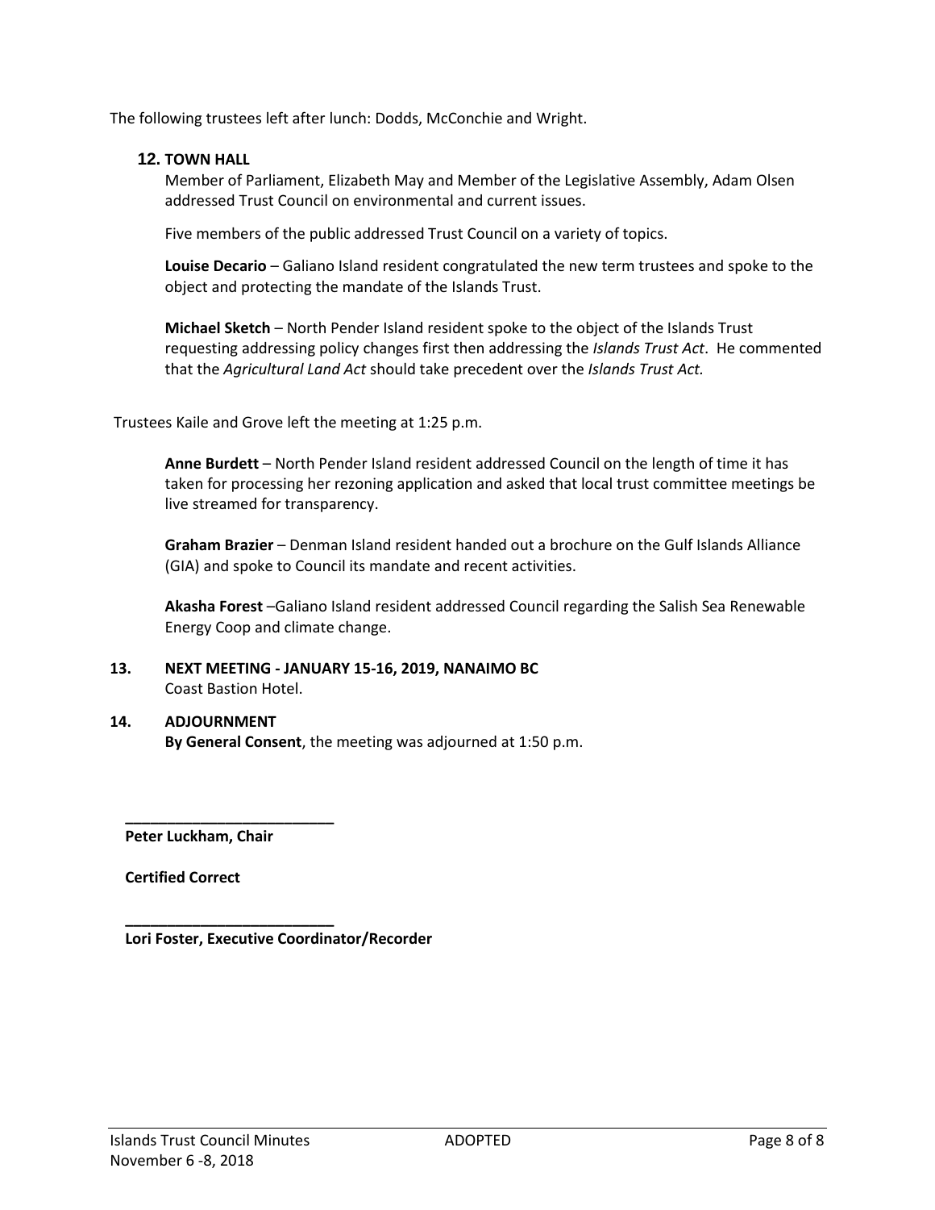The following trustees left after lunch: Dodds, McConchie and Wright.

## 12. TOWN HALL

Member of Parliament, Elizabeth May and Member of the Legislative Assembly, Adam Olsen addressed Trust Council on environmental and current issues.

Five members of the public addressed Trust Council on a variety of topics.

**Louise Decario** – Galiano Island resident congratulated the new term trustees and spoke to the object and protecting the mandate of the Islands Trust.

**Michael Sketch** – North Pender Island resident spoke to the object of the Islands Trust requesting addressing policy changes first then addressing the *Islands Trust Act*. He commented that the *Agricultural Land Act* should take precedent over the *Islands Trust Act.*

Trustees Kaile and Grove left the meeting at 1:25 p.m.

**Anne Burdett** – North Pender Island resident addressed Council on the length of time it has taken for processing her rezoning application and asked that local trust committee meetings be live streamed for transparency.

**Graham Brazier** – Denman Island resident handed out a brochure on the Gulf Islands Alliance (GIA) and spoke to Council its mandate and recent activities.

**Akasha Forest** –Galiano Island resident addressed Council regarding the Salish Sea Renewable Energy Coop and climate change.

## 13. NEXT MEETING - JANUARY 15-16, 2019, NANAIMO BC

Coast Bastion Hotel.

## 14. ADJOURNMENT

**By General Consent**, the meeting was adjourned at 1:50 p.m.

**_________________________**
**Peter Luckham, Chair**

**Certified Correct**

**_________________________**
**Lori Foster, Executive Coordinator/Recorder**